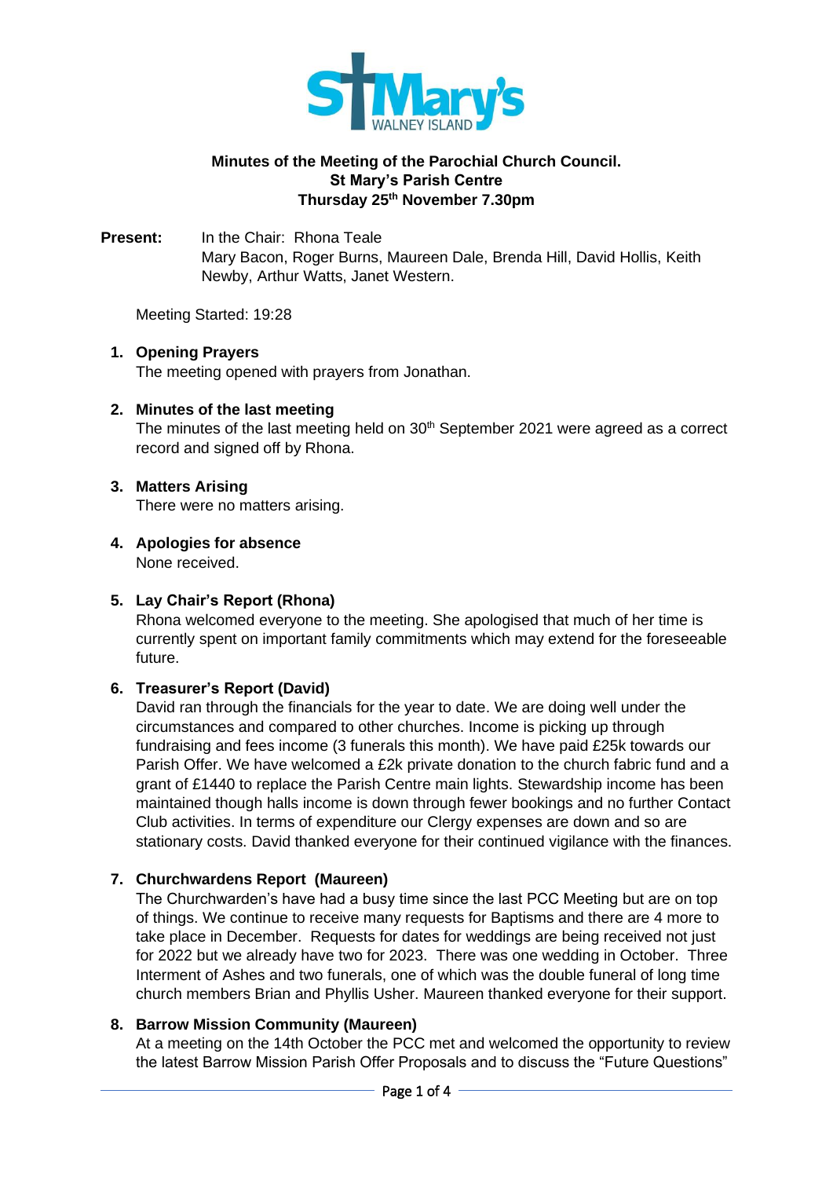**Minutes of the Meeting of the Parochial Church Council.**
**St Mary's Parish Centre**
**Thursday 25th November 7.30pm**

**Present:** In the Chair: Rhona Teale
Mary Bacon, Roger Burns, Maureen Dale, Brenda Hill, David Hollis, Keith Newby, Arthur Watts, Janet Western.

Meeting Started: 19:28

1. **Opening Prayers**
   The meeting opened with prayers from Jonathan.

2. **Minutes of the last meeting**
   The minutes of the last meeting held on 30th September 2021 were agreed as a correct record and signed off by Rhona.

3. **Matters Arising**
   There were no matters arising.

4. **Apologies for absence**
   None received.

5. **Lay Chair's Report (Rhona)**
   Rhona welcomed everyone to the meeting. She apologised that much of her time is currently spent on important family commitments which may extend for the foreseeable future.

6. **Treasurer's Report (David)**
   David ran through the financials for the year to date. We are doing well under the circumstances and compared to other churches. Income is picking up through fundraising and fees income (3 funerals this month). We have paid £25k towards our Parish Offer. We have welcomed a £2k private donation to the church fabric fund and a grant of £1440 to replace the Parish Centre main lights. Stewardship income has been maintained though halls income is down through fewer bookings and no further Contact Club activities. In terms of expenditure our Clergy expenses are down and so are stationary costs. David thanked everyone for their continued vigilance with the finances.

7. **Churchwardens Report (Maureen)**
   The Churchwarden's have had a busy time since the last PCC Meeting but are on top of things. We continue to receive many requests for Baptisms and there are 4 more to take place in December. Requests for dates for weddings are being received not just for 2022 but we already have two for 2023. There was one wedding in October. Three Interment of Ashes and two funerals, one of which was the double funeral of long time church members Brian and Phyllis Usher. Maureen thanked everyone for their support.

8. **Barrow Mission Community (Maureen)**
   At a meeting on the 14th October the PCC met and welcomed the opportunity to review the latest Barrow Mission Parish Offer Proposals and to discuss the "Future Questions"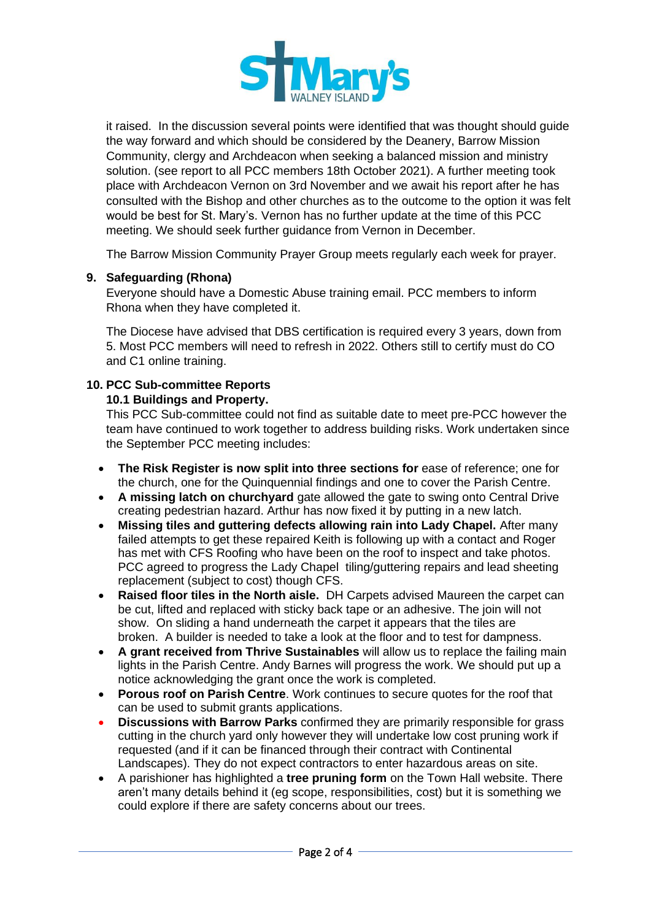it raised. In the discussion several points were identified that was thought should guide the way forward and which should be considered by the Deanery, Barrow Mission Community, clergy and Archdeacon when seeking a balanced mission and ministry solution. (see report to all PCC members 18th October 2021). A further meeting took place with Archdeacon Vernon on 3rd November and we await his report after he has consulted with the Bishop and other churches as to the outcome to the option it was felt would be best for St. Mary's. Vernon has no further update at the time of this PCC meeting. We should seek further guidance from Vernon in December.

The Barrow Mission Community Prayer Group meets regularly each week for prayer.

**9. Safeguarding (Rhona)**

Everyone should have a Domestic Abuse training email. PCC members to inform Rhona when they have completed it.

The Diocese have advised that DBS certification is required every 3 years, down from 5. Most PCC members will need to refresh in 2022. Others still to certify must do CO and C1 online training.

**10. PCC Sub-committee Reports**

**10.1 Buildings and Property.**

This PCC Sub-committee could not find as suitable date to meet pre-PCC however the team have continued to work together to address building risks. Work undertaken since the September PCC meeting includes:

- **The Risk Register is now split into three sections for** ease of reference; one for the church, one for the Quinquennial findings and one to cover the Parish Centre.
- **A missing latch on churchyard** gate allowed the gate to swing onto Central Drive creating pedestrian hazard. Arthur has now fixed it by putting in a new latch.
- **Missing tiles and guttering defects allowing rain into Lady Chapel.** After many failed attempts to get these repaired Keith is following up with a contact and Roger has met with CFS Roofing who have been on the roof to inspect and take photos. PCC agreed to progress the Lady Chapel tiling/guttering repairs and lead sheeting replacement (subject to cost) though CFS.
- **Raised floor tiles in the North aisle.** DH Carpets advised Maureen the carpet can be cut, lifted and replaced with sticky back tape or an adhesive. The join will not show. On sliding a hand underneath the carpet it appears that the tiles are broken. A builder is needed to take a look at the floor and to test for dampness.
- **A grant received from Thrive Sustainables** will allow us to replace the failing main lights in the Parish Centre. Andy Barnes will progress the work. We should put up a notice acknowledging the grant once the work is completed.
- **Porous roof on Parish Centre**. Work continues to secure quotes for the roof that can be used to submit grants applications.
- **Discussions with Barrow Parks** confirmed they are primarily responsible for grass cutting in the church yard only however they will undertake low cost pruning work if requested (and if it can be financed through their contract with Continental Landscapes). They do not expect contractors to enter hazardous areas on site.
- A parishioner has highlighted a **tree pruning form** on the Town Hall website. There aren't many details behind it (eg scope, responsibilities, cost) but it is something we could explore if there are safety concerns about our trees.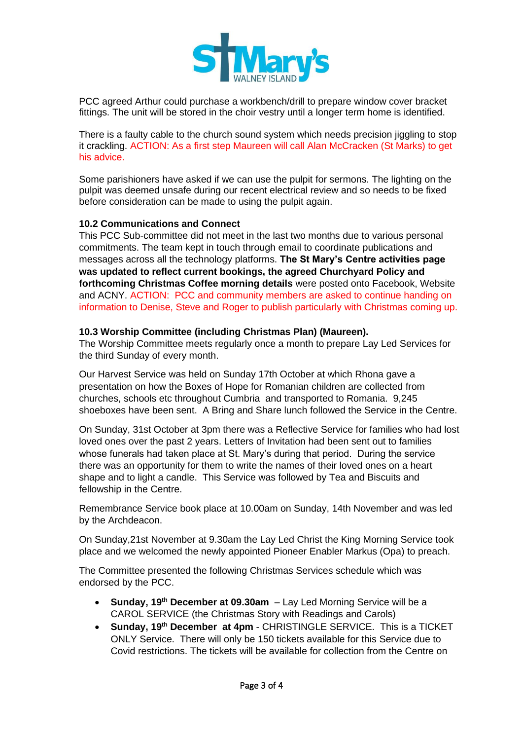PCC agreed Arthur could purchase a workbench/drill to prepare window cover bracket fittings. The unit will be stored in the choir vestry until a longer term home is identified.

There is a faulty cable to the church sound system which needs precision jiggling to stop it crackling. ACTION: As a first step Maureen will call Alan McCracken (St Marks) to get his advice.

Some parishioners have asked if we can use the pulpit for sermons. The lighting on the pulpit was deemed unsafe during our recent electrical review and so needs to be fixed before consideration can be made to using the pulpit again.

**10.2 Communications and Connect**

This PCC Sub-committee did not meet in the last two months due to various personal commitments. The team kept in touch through email to coordinate publications and messages across all the technology platforms. **The St Mary's Centre activities page was updated to reflect current bookings, the agreed Churchyard Policy and forthcoming Christmas Coffee morning details** were posted onto Facebook, Website and ACNY. ACTION: PCC and community members are asked to continue handing on information to Denise, Steve and Roger to publish particularly with Christmas coming up.

**10.3 Worship Committee (including Christmas Plan) (Maureen).**

The Worship Committee meets regularly once a month to prepare Lay Led Services for the third Sunday of every month.

Our Harvest Service was held on Sunday 17th October at which Rhona gave a presentation on how the Boxes of Hope for Romanian children are collected from churches, schools etc throughout Cumbria and transported to Romania. 9,245 shoeboxes have been sent. A Bring and Share lunch followed the Service in the Centre.

On Sunday, 31st October at 3pm there was a Reflective Service for families who had lost loved ones over the past 2 years. Letters of Invitation had been sent out to families whose funerals had taken place at St. Mary's during that period. During the service there was an opportunity for them to write the names of their loved ones on a heart shape and to light a candle. This Service was followed by Tea and Biscuits and fellowship in the Centre.

Remembrance Service book place at 10.00am on Sunday, 14th November and was led by the Archdeacon.

On Sunday,21st November at 9.30am the Lay Led Christ the King Morning Service took place and we welcomed the newly appointed Pioneer Enabler Markus (Opa) to preach.

The Committee presented the following Christmas Services schedule which was endorsed by the PCC.

- **Sunday, 19th December at 09.30am** – Lay Led Morning Service will be a CAROL SERVICE (the Christmas Story with Readings and Carols)
- **Sunday, 19th December at 4pm** - CHRISTINGLE SERVICE. This is a TICKET ONLY Service. There will only be 150 tickets available for this Service due to Covid restrictions. The tickets will be available for collection from the Centre on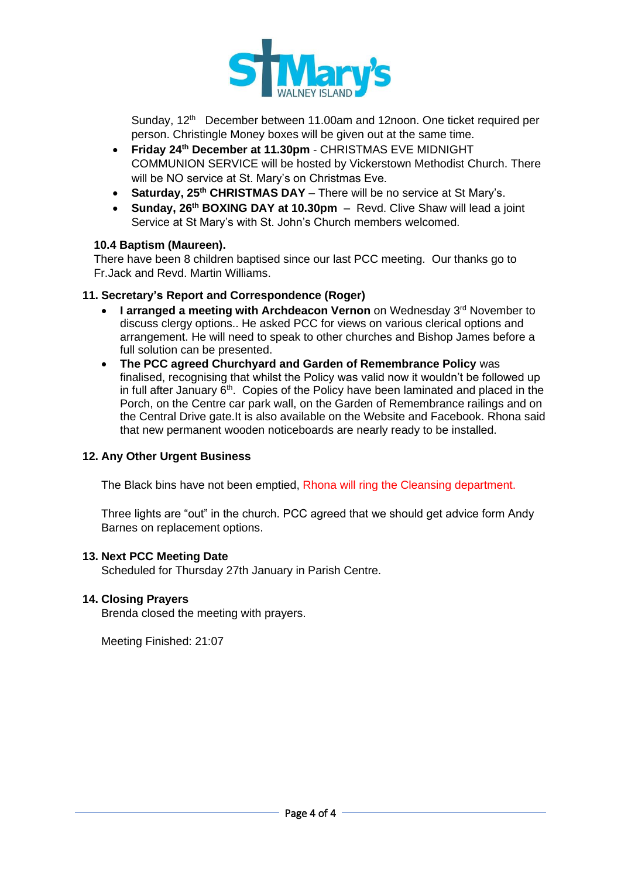Sunday, 12th December between 11.00am and 12noon. One ticket required per person. Christingle Money boxes will be given out at the same time.

- **Friday 24th December at 11.30pm** - CHRISTMAS EVE MIDNIGHT COMMUNION SERVICE will be hosted by Vickerstown Methodist Church. There will be NO service at St. Mary's on Christmas Eve.
- **Saturday, 25th CHRISTMAS DAY** – There will be no service at St Mary's.
- **Sunday, 26th BOXING DAY at 10.30pm** – Revd. Clive Shaw will lead a joint Service at St Mary's with St. John's Church members welcomed.

**10.4 Baptism (Maureen).**
There have been 8 children baptised since our last PCC meeting. Our thanks go to Fr.Jack and Revd. Martin Williams.

### 11. Secretary's Report and Correspondence (Roger)

- **I arranged a meeting with Archdeacon Vernon** on Wednesday 3rd November to discuss clergy options.. He asked PCC for views on various clerical options and arrangement. He will need to speak to other churches and Bishop James before a full solution can be presented.
- **The PCC agreed Churchyard and Garden of Remembrance Policy** was finalised, recognising that whilst the Policy was valid now it wouldn't be followed up in full after January 6th. Copies of the Policy have been laminated and placed in the Porch, on the Centre car park wall, on the Garden of Remembrance railings and on the Central Drive gate.It is also available on the Website and Facebook. Rhona said that new permanent wooden noticeboards are nearly ready to be installed.

### 12. Any Other Urgent Business

The Black bins have not been emptied, Rhona will ring the Cleansing department.

Three lights are "out" in the church. PCC agreed that we should get advice form Andy Barnes on replacement options.

### 13. Next PCC Meeting Date

Scheduled for Thursday 27th January in Parish Centre.

### 14. Closing Prayers

Brenda closed the meeting with prayers.

Meeting Finished: 21:07